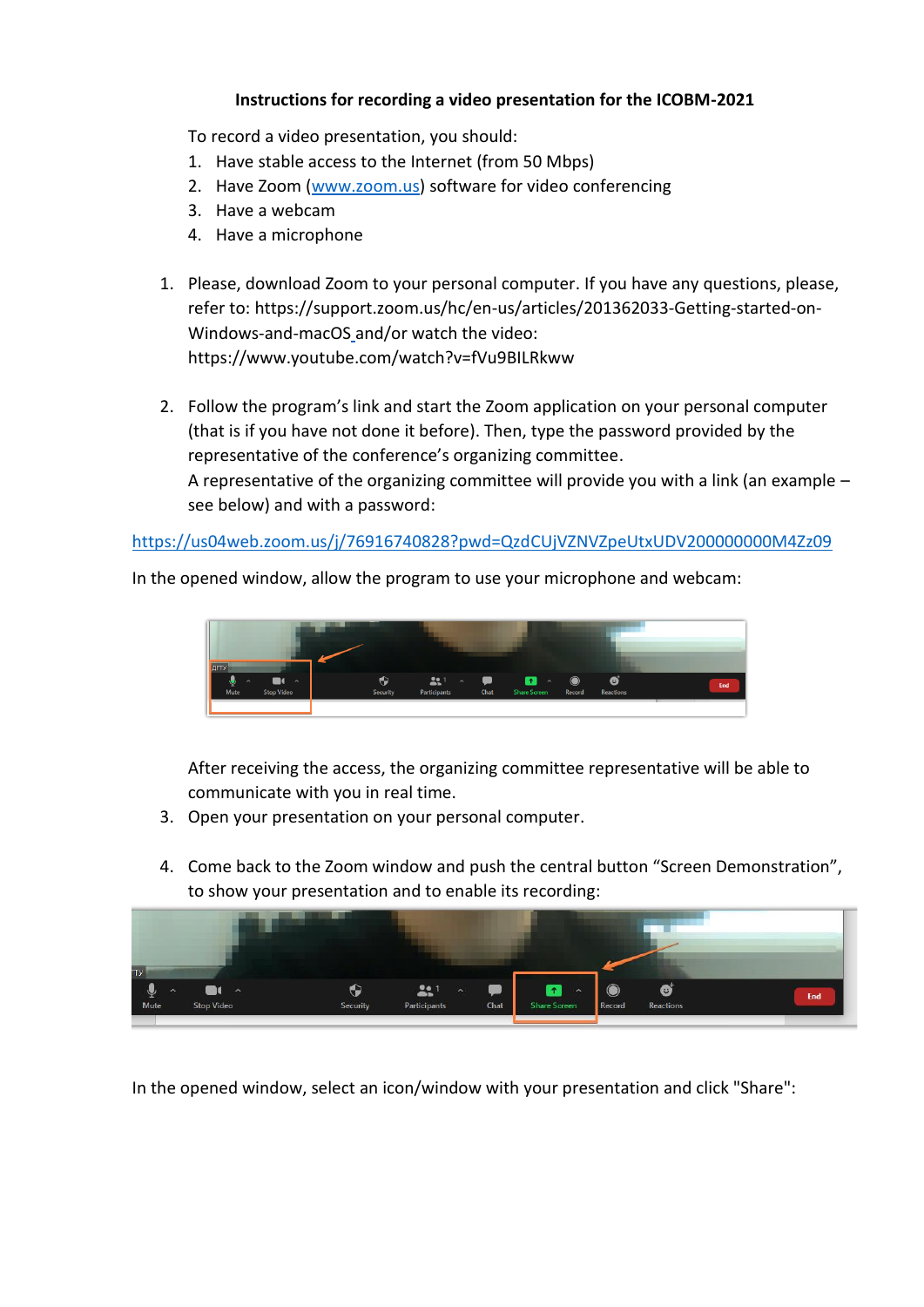**Instructions for recording a video presentation for the ICOBM-2021**

To record a video presentation, you should:

1. Have stable access to the Internet (from 50 Mbps)
2. Have Zoom (www.zoom.us) software for video conferencing
3. Have a webcam
4. Have a microphone

1. Please, download Zoom to your personal computer. If you have any questions, please, refer to: https://support.zoom.us/hc/en-us/articles/201362033-Getting-started-on-Windows-and-macOS and/or watch the video: https://www.youtube.com/watch?v=fVu9BILRkww

2. Follow the program's link and start the Zoom application on your personal computer (that is if you have not done it before). Then, type the password provided by the representative of the conference's organizing committee.
   A representative of the organizing committee will provide you with a link (an example – see below) and with a password:

https://us04web.zoom.us/j/76916740828?pwd=QzdCUjVZNVZpeUtxUDV200000000M4Zz09

In the opened window, allow the program to use your microphone and webcam:

After receiving the access, the organizing committee representative will be able to communicate with you in real time.

3. Open your presentation on your personal computer.

4. Come back to the Zoom window and push the central button "Screen Demonstration", to show your presentation and to enable its recording:

In the opened window, select an icon/window with your presentation and click "Share":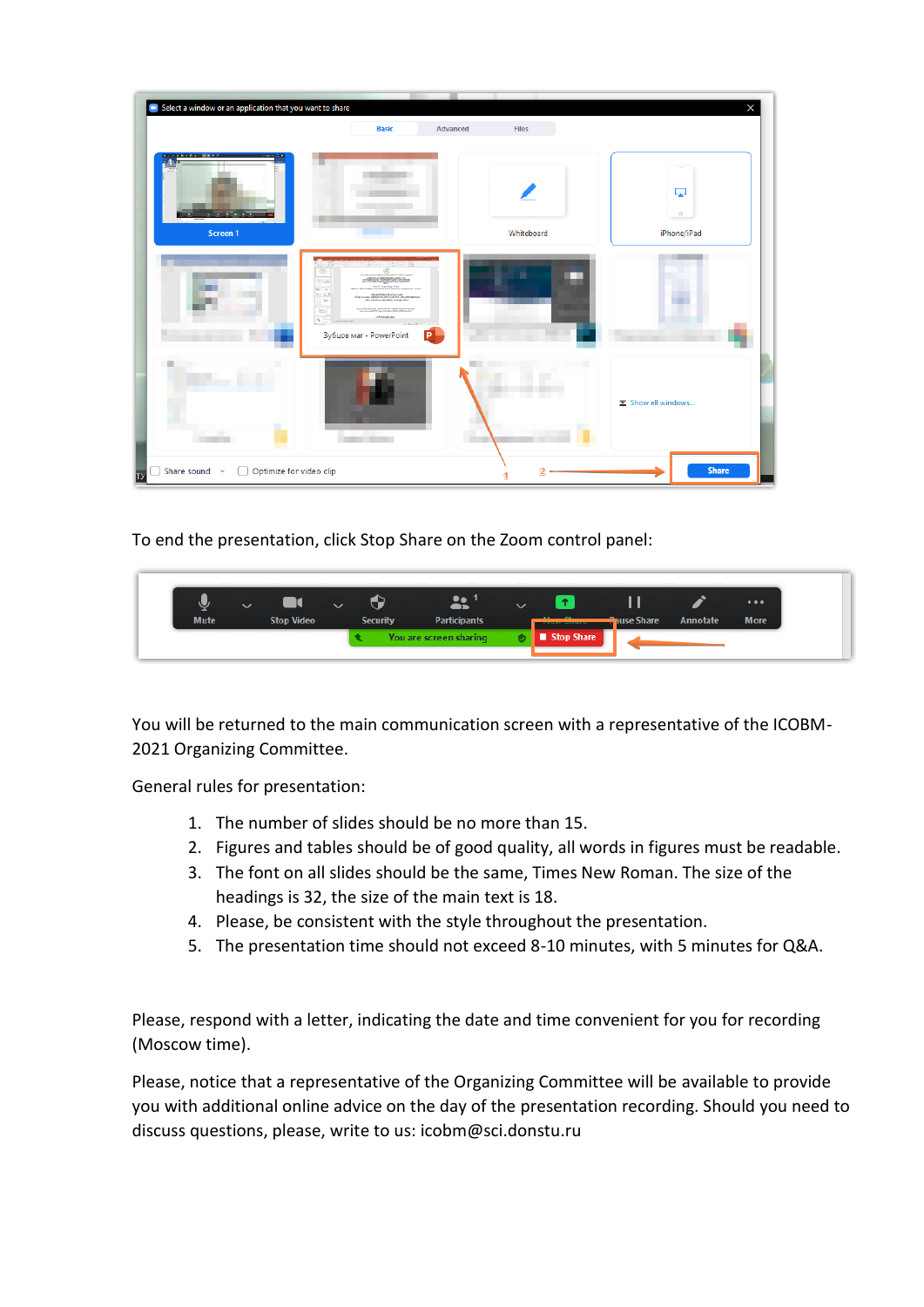To end the presentation, click Stop Share on the Zoom control panel:

You will be returned to the main communication screen with a representative of the ICOBM-2021 Organizing Committee.

General rules for presentation:

1. The number of slides should be no more than 15.
2. Figures and tables should be of good quality, all words in figures must be readable.
3. The font on all slides should be the same, Times New Roman. The size of the headings is 32, the size of the main text is 18.
4. Please, be consistent with the style throughout the presentation.
5. The presentation time should not exceed 8-10 minutes, with 5 minutes for Q&A.

Please, respond with a letter, indicating the date and time convenient for you for recording (Moscow time).

Please, notice that a representative of the Organizing Committee will be available to provide you with additional online advice on the day of the presentation recording. Should you need to discuss questions, please, write to us: icobm@sci.donstu.ru